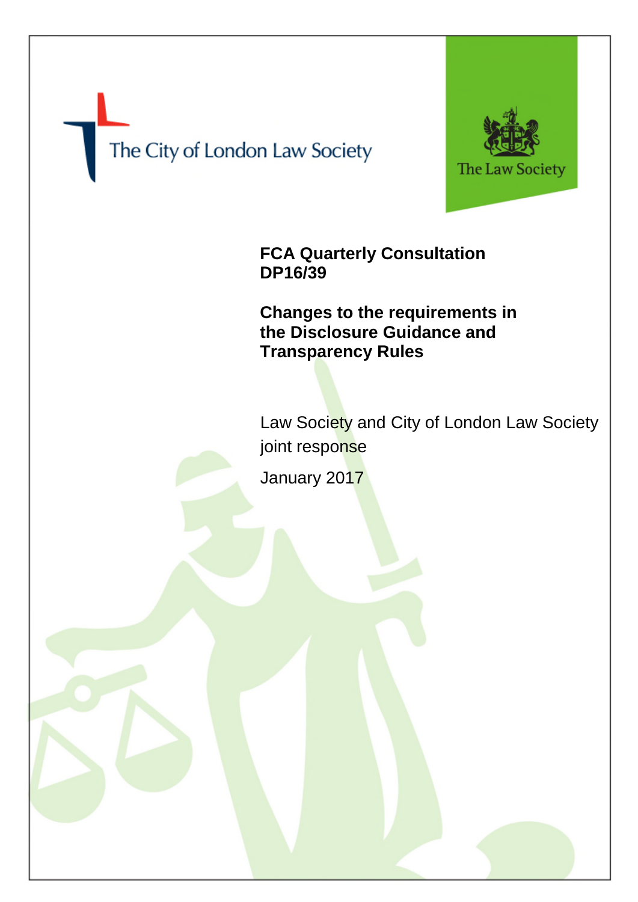The City of London Law Society

The Law Society

# FCA Quarterly Consultation DP16/39

## Changes to the requirements in the Disclosure Guidance and Transparency Rules

Law Society and City of London Law Society joint response

January 2017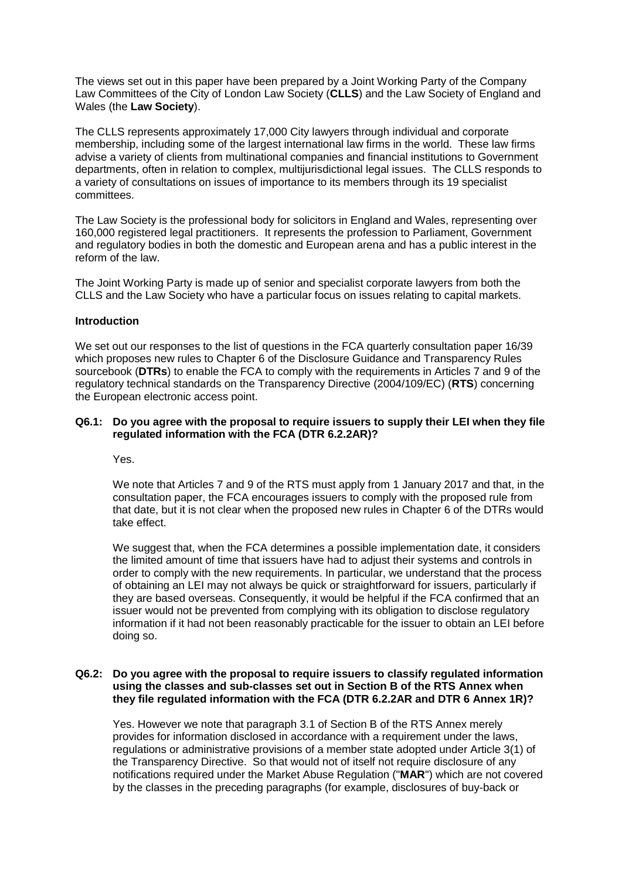The views set out in this paper have been prepared by a Joint Working Party of the Company Law Committees of the City of London Law Society (**CLLS**) and the Law Society of England and Wales (the **Law Society**).

The CLLS represents approximately 17,000 City lawyers through individual and corporate membership, including some of the largest international law firms in the world. These law firms advise a variety of clients from multinational companies and financial institutions to Government departments, often in relation to complex, multijurisdictional legal issues. The CLLS responds to a variety of consultations on issues of importance to its members through its 19 specialist committees.

The Law Society is the professional body for solicitors in England and Wales, representing over 160,000 registered legal practitioners. It represents the profession to Parliament, Government and regulatory bodies in both the domestic and European arena and has a public interest in the reform of the law.

The Joint Working Party is made up of senior and specialist corporate lawyers from both the CLLS and the Law Society who have a particular focus on issues relating to capital markets.

**Introduction**

We set out our responses to the list of questions in the FCA quarterly consultation paper 16/39 which proposes new rules to Chapter 6 of the Disclosure Guidance and Transparency Rules sourcebook (**DTRs**) to enable the FCA to comply with the requirements in Articles 7 and 9 of the regulatory technical standards on the Transparency Directive (2004/109/EC) (**RTS**) concerning the European electronic access point.

**Q6.1: Do you agree with the proposal to require issuers to supply their LEI when they file regulated information with the FCA (DTR 6.2.2AR)?**

Yes.

We note that Articles 7 and 9 of the RTS must apply from 1 January 2017 and that, in the consultation paper, the FCA encourages issuers to comply with the proposed rule from that date, but it is not clear when the proposed new rules in Chapter 6 of the DTRs would take effect.

We suggest that, when the FCA determines a possible implementation date, it considers the limited amount of time that issuers have had to adjust their systems and controls in order to comply with the new requirements. In particular, we understand that the process of obtaining an LEI may not always be quick or straightforward for issuers, particularly if they are based overseas. Consequently, it would be helpful if the FCA confirmed that an issuer would not be prevented from complying with its obligation to disclose regulatory information if it had not been reasonably practicable for the issuer to obtain an LEI before doing so.

**Q6.2: Do you agree with the proposal to require issuers to classify regulated information using the classes and sub-classes set out in Section B of the RTS Annex when they file regulated information with the FCA (DTR 6.2.2AR and DTR 6 Annex 1R)?**

Yes. However we note that paragraph 3.1 of Section B of the RTS Annex merely provides for information disclosed in accordance with a requirement under the laws, regulations or administrative provisions of a member state adopted under Article 3(1) of the Transparency Directive. So that would not of itself not require disclosure of any notifications required under the Market Abuse Regulation ("**MAR**") which are not covered by the classes in the preceding paragraphs (for example, disclosures of buy-back or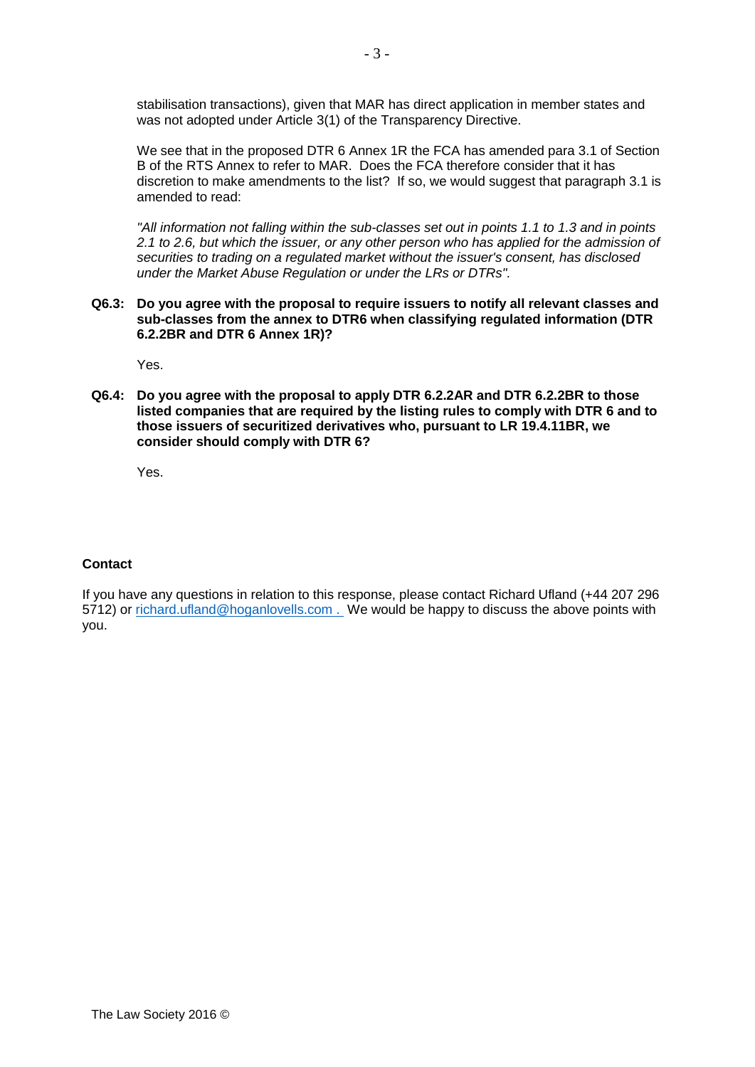stabilisation transactions), given that MAR has direct application in member states and was not adopted under Article 3(1) of the Transparency Directive.

We see that in the proposed DTR 6 Annex 1R the FCA has amended para 3.1 of Section B of the RTS Annex to refer to MAR. Does the FCA therefore consider that it has discretion to make amendments to the list? If so, we would suggest that paragraph 3.1 is amended to read:

*"All information not falling within the sub-classes set out in points 1.1 to 1.3 and in points 2.1 to 2.6, but which the issuer, or any other person who has applied for the admission of securities to trading on a regulated market without the issuer's consent, has disclosed under the Market Abuse Regulation or under the LRs or DTRs".*

**Q6.3: Do you agree with the proposal to require issuers to notify all relevant classes and sub-classes from the annex to DTR6 when classifying regulated information (DTR 6.2.2BR and DTR 6 Annex 1R)?**

Yes.

**Q6.4: Do you agree with the proposal to apply DTR 6.2.2AR and DTR 6.2.2BR to those listed companies that are required by the listing rules to comply with DTR 6 and to those issuers of securitized derivatives who, pursuant to LR 19.4.11BR, we consider should comply with DTR 6?**

Yes.

**Contact**

If you have any questions in relation to this response, please contact Richard Ufland (+44 207 296 5712) or richard.ufland@hoganlovells.com . We would be happy to discuss the above points with you.

The Law Society 2016 ©